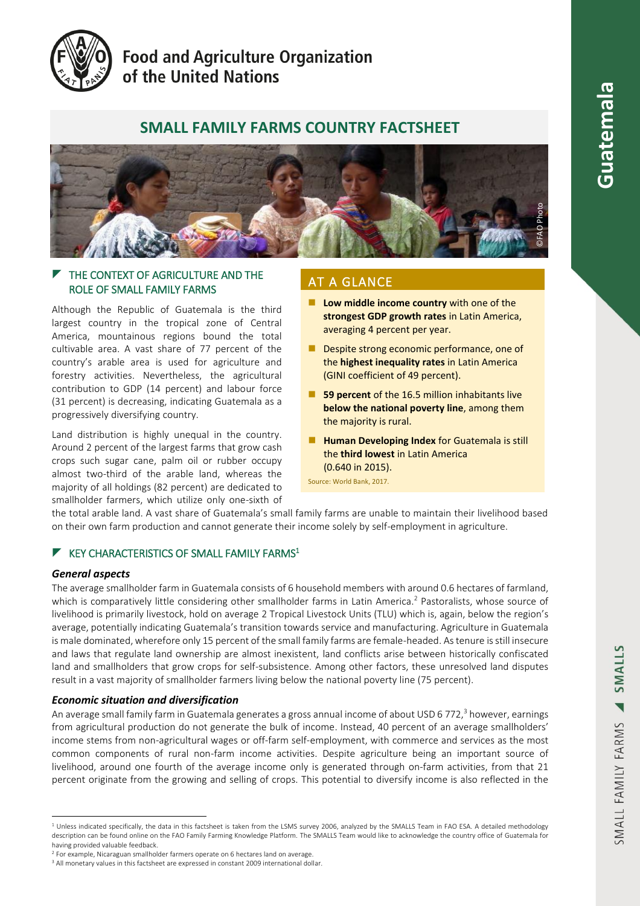Food and Agriculture Organization of the United Nations

# SMALL FAMILY FARMS COUNTRY FACTSHEET

©FAO Photo

## THE CONTEXT OF AGRICULTURE AND THE ROLE OF SMALL FAMILY FARMS

Although the Republic of Guatemala is the third largest country in the tropical zone of Central America, mountainous regions bound the total cultivable area. A vast share of 77 percent of the country's arable area is used for agriculture and forestry activities. Nevertheless, the agricultural contribution to GDP (14 percent) and labour force (31 percent) is decreasing, indicating Guatemala as a progressively diversifying country.

Land distribution is highly unequal in the country. Around 2 percent of the largest farms that grow cash crops such sugar cane, palm oil or rubber occupy almost two-third of the arable land, whereas the majority of all holdings (82 percent) are dedicated to smallholder farmers, which utilize only one-sixth of the total arable land. A vast share of Guatemala's small family farms are unable to maintain their livelihood based on their own farm production and cannot generate their income solely by self-employment in agriculture.

## AT A GLANCE

- **Low middle income country** with one of the **strongest GDP growth rates** in Latin America, averaging 4 percent per year.
- Despite strong economic performance, one of the **highest inequality rates** in Latin America (GINI coefficient of 49 percent).
- **59 percent** of the 16.5 million inhabitants live **below the national poverty line**, among them the majority is rural.
- **Human Developing Index** for Guatemala is still the **third lowest** in Latin America (0.640 in 2015).

Source: World Bank, 2017.

## KEY CHARACTERISTICS OF SMALL FAMILY FARMS[1]

### *General aspects*

The average smallholder farm in Guatemala consists of 6 household members with around 0.6 hectares of farmland, which is comparatively little considering other smallholder farms in Latin America.[2] Pastoralists, whose source of livelihood is primarily livestock, hold on average 2 Tropical Livestock Units (TLU) which is, again, below the region's average, potentially indicating Guatemala's transition towards service and manufacturing. Agriculture in Guatemala is male dominated, wherefore only 15 percent of the small family farms are female-headed. As tenure is still insecure and laws that regulate land ownership are almost inexistent, land conflicts arise between historically confiscated land and smallholders that grow crops for self-subsistence. Among other factors, these unresolved land disputes result in a vast majority of smallholder farmers living below the national poverty line (75 percent).

### *Economic situation and diversification*

An average small family farm in Guatemala generates a gross annual income of about USD 6 772,[3] however, earnings from agricultural production do not generate the bulk of income. Instead, 40 percent of an average smallholders' income stems from non-agricultural wages or off-farm self-employment, with commerce and services as the most common components of rural non-farm income activities. Despite agriculture being an important source of livelihood, around one fourth of the average income only is generated through on-farm activities, from that 21 percent originate from the growing and selling of crops. This potential to diversify income is also reflected in the

---

[1] Unless indicated specifically, the data in this factsheet is taken from the LSMS survey 2006, analyzed by the SMALLS Team in FAO ESA. A detailed methodology description can be found online on the FAO Family Farming Knowledge Platform. The SMALLS Team would like to acknowledge the country office of Guatemala for having provided valuable feedback.

[2] For example, Nicaraguan smallholder farmers operate on 6 hectares land on average.

[3] All monetary values in this factsheet are expressed in constant 2009 international dollar.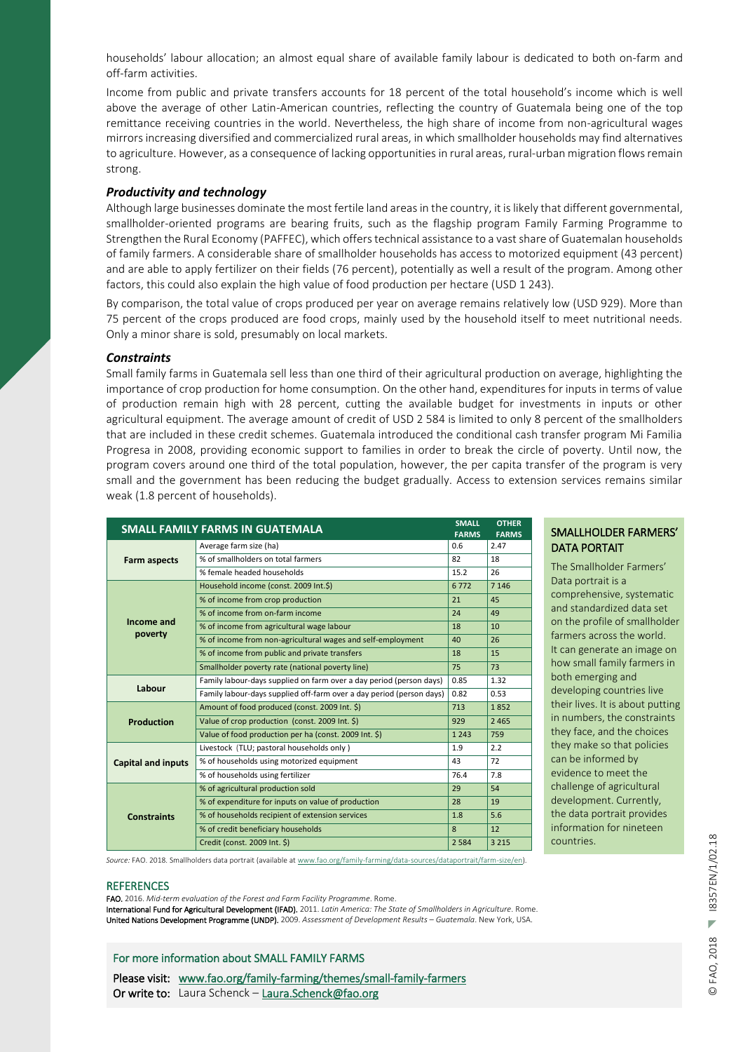households' labour allocation; an almost equal share of available family labour is dedicated to both on-farm and off-farm activities.

Income from public and private transfers accounts for 18 percent of the total household's income which is well above the average of other Latin-American countries, reflecting the country of Guatemala being one of the top remittance receiving countries in the world. Nevertheless, the high share of income from non-agricultural wages mirrors increasing diversified and commercialized rural areas, in which smallholder households may find alternatives to agriculture. However, as a consequence of lacking opportunities in rural areas, rural-urban migration flows remain strong.

### *Productivity and technology*

Although large businesses dominate the most fertile land areas in the country, it is likely that different governmental, smallholder-oriented programs are bearing fruits, such as the flagship program Family Farming Programme to Strengthen the Rural Economy (PAFFEC), which offers technical assistance to a vast share of Guatemalan households of family farmers. A considerable share of smallholder households has access to motorized equipment (43 percent) and are able to apply fertilizer on their fields (76 percent), potentially as well a result of the program. Among other factors, this could also explain the high value of food production per hectare (USD 1 243).

By comparison, the total value of crops produced per year on average remains relatively low (USD 929). More than 75 percent of the crops produced are food crops, mainly used by the household itself to meet nutritional needs. Only a minor share is sold, presumably on local markets.

### *Constraints*

Small family farms in Guatemala sell less than one third of their agricultural production on average, highlighting the importance of crop production for home consumption. On the other hand, expenditures for inputs in terms of value of production remain high with 28 percent, cutting the available budget for investments in inputs or other agricultural equipment. The average amount of credit of USD 2 584 is limited to only 8 percent of the smallholders that are included in these credit schemes. Guatemala introduced the conditional cash transfer program Mi Familia Progresa in 2008, providing economic support to families in order to break the circle of poverty. Until now, the program covers around one third of the total population, however, the per capita transfer of the program is very small and the government has been reducing the budget gradually. Access to extension services remains similar weak (1.8 percent of households).

| SMALL FAMILY FARMS IN GUATEMALA | | SMALL FARMS | OTHER FARMS |
|---|---|---|---|
| **Farm aspects** | Average farm size (ha) | 0.6 | 2.47 |
| | % of smallholders on total farmers | 82 | 18 |
| | % female headed households | 15.2 | 26 |
| **Income and poverty** | Household income (const. 2009 Int.$) | 6 772 | 7 146 |
| | % of income from crop production | 21 | 45 |
| | % of income from on-farm income | 24 | 49 |
| | % of income from agricultural wage labour | 18 | 10 |
| | % of income from non-agricultural wages and self-employment | 40 | 26 |
| | % of income from public and private transfers | 18 | 15 |
| | Smallholder poverty rate (national poverty line) | 75 | 73 |
| **Labour** | Family labour-days supplied on farm over a day period (person days) | 0.85 | 1.32 |
| | Family labour-days supplied off-farm over a day period (person days) | 0.82 | 0.53 |
| **Production** | Amount of food produced (const. 2009 Int. $) | 713 | 1 852 |
| | Value of crop production (const. 2009 Int. $) | 929 | 2 465 |
| | Value of food production per ha (const. 2009 Int. $) | 1 243 | 759 |
| **Capital and inputs** | Livestock (TLU; pastoral households only ) | 1.9 | 2.2 |
| | % of households using motorized equipment | 43 | 72 |
| | % of households using fertilizer | 76.4 | 7.8 |
| **Constraints** | % of agricultural production sold | 29 | 54 |
| | % of expenditure for inputs on value of production | 28 | 19 |
| | % of households recipient of extension services | 1.8 | 5.6 |
| | % of credit beneficiary households | 8 | 12 |
| | Credit (const. 2009 Int. $) | 2 584 | 3 215 |

*Source:* FAO. 2018. Smallholders data portrait (available at www.fao.org/family-farming/data-sources/dataportrait/farm-size/en).

### SMALLHOLDER FARMERS' DATA PORTAIT

The Smallholder Farmers' Data portrait is a comprehensive, systematic and standardized data set on the profile of smallholder farmers across the world. It can generate an image on how small family farmers in both emerging and developing countries live their lives. It is about putting in numbers, the constraints they face, and the choices they make so that policies can be informed by evidence to meet the challenge of agricultural development. Currently, the data portrait provides information for nineteen countries.

## REFERENCES

**FAO.** 2016. *Mid-term evaluation of the Forest and Farm Facility Programme*. Rome.

**International Fund for Agricultural Development (IFAD).** 2011. *Latin America: The State of Smallholders in Agriculture*. Rome.

**United Nations Development Programme (UNDP).** 2009. *Assessment of Development Results – Guatemala*. New York, USA.

For more information about SMALL FAMILY FARMS

**Please visit:** www.fao.org/family-farming/themes/small-family-farmers

**Or write to:** Laura Schenck – Laura.Schenck@fao.org

© FAO, 2018 I8357EN/1/02.18